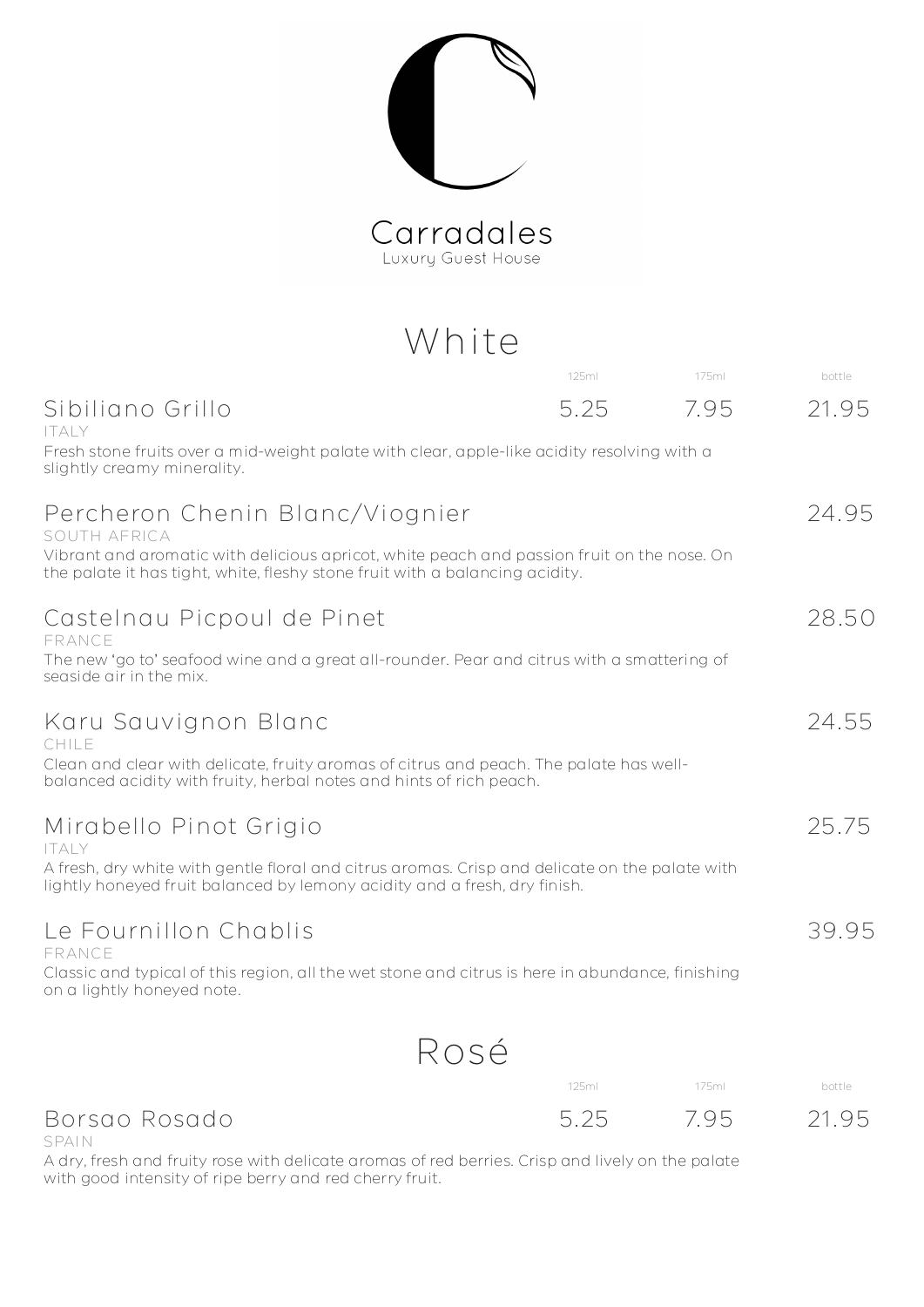# Carradales

Luxury Guest House

## White

| | 125ml | 175ml | bottle |
|---|---|---|---|
| **Sibiliano Grillo** | 5.25 | 7.95 | 21.95 |

ITALY

Fresh stone fruits over a mid-weight palate with clear, apple-like acidity resolving with a slightly creamy minerality.

### Percheron Chenin Blanc/Viognier — 24.95

SOUTH AFRICA

Vibrant and aromatic with delicious apricot, white peach and passion fruit on the nose. On the palate it has tight, white, fleshy stone fruit with a balancing acidity.

### Castelnau Picpoul de Pinet — 28.50

FRANCE

The new 'go to' seafood wine and a great all-rounder. Pear and citrus with a smattering of seaside air in the mix.

### Karu Sauvignon Blanc — 24.55

CHILE

Clean and clear with delicate, fruity aromas of citrus and peach. The palate has well-balanced acidity with fruity, herbal notes and hints of rich peach.

### Mirabello Pinot Grigio — 25.75

ITALY

A fresh, dry white with gentle floral and citrus aromas. Crisp and delicate on the palate with lightly honeyed fruit balanced by lemony acidity and a fresh, dry finish.

### Le Fournillon Chablis — 39.95

FRANCE

Classic and typical of this region, all the wet stone and citrus is here in abundance, finishing on a lightly honeyed note.

## Rosé

| | 125ml | 175ml | bottle |
|---|---|---|---|
| **Borsao Rosado** | 5.25 | 7.95 | 21.95 |

SPAIN

A dry, fresh and fruity rose with delicate aromas of red berries. Crisp and lively on the palate with good intensity of ripe berry and red cherry fruit.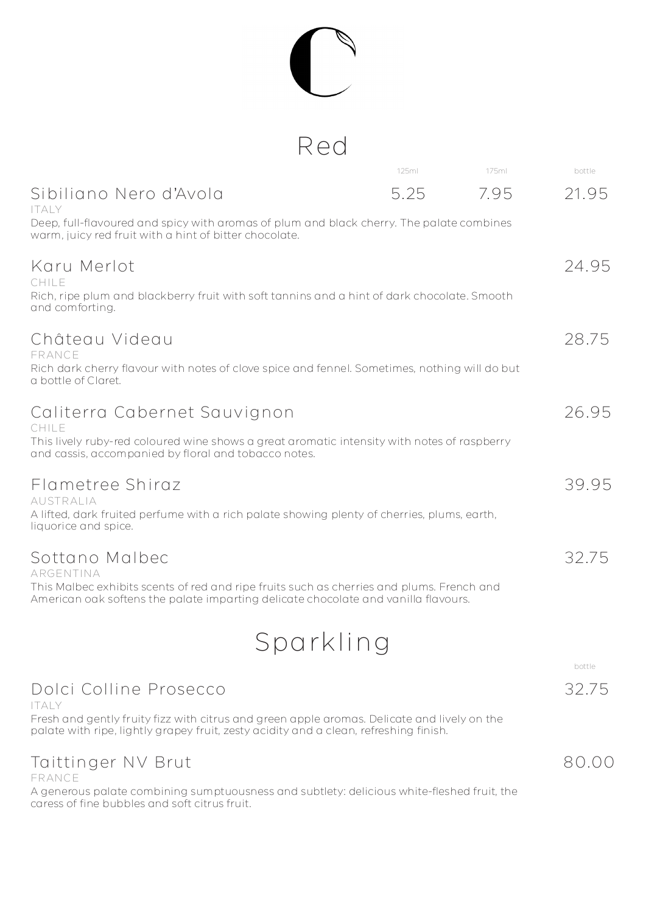# Red

| | 125ml | 175ml | bottle |
|---|---|---|---|
| **Sibiliano Nero d'Avola**<br>ITALY<br>Deep, full-flavoured and spicy with aromas of plum and black cherry. The palate combines warm, juicy red fruit with a hint of bitter chocolate. | 5.25 | 7.95 | 21.95 |
| **Karu Merlot**<br>CHILE<br>Rich, ripe plum and blackberry fruit with soft tannins and a hint of dark chocolate. Smooth and comforting. | | | 24.95 |
| **Château Videau**<br>FRANCE<br>Rich dark cherry flavour with notes of clove spice and fennel. Sometimes, nothing will do but a bottle of Claret. | | | 28.75 |
| **Caliterra Cabernet Sauvignon**<br>CHILE<br>This lively ruby-red coloured wine shows a great aromatic intensity with notes of raspberry and cassis, accompanied by floral and tobacco notes. | | | 26.95 |
| **Flametree Shiraz**<br>AUSTRALIA<br>A lifted, dark fruited perfume with a rich palate showing plenty of cherries, plums, earth, liquorice and spice. | | | 39.95 |
| **Sottano Malbec**<br>ARGENTINA<br>This Malbec exhibits scents of red and ripe fruits such as cherries and plums. French and American oak softens the palate imparting delicate chocolate and vanilla flavours. | | | 32.75 |

# Sparkling

| | bottle |
|---|---|
| **Dolci Colline Prosecco**<br>ITALY<br>Fresh and gently fruity fizz with citrus and green apple aromas. Delicate and lively on the palate with ripe, lightly grapey fruit, zesty acidity and a clean, refreshing finish. | 32.75 |
| **Taittinger NV Brut**<br>FRANCE<br>A generous palate combining sumptuousness and subtlety: delicious white-fleshed fruit, the caress of fine bubbles and soft citrus fruit. | 80.00 |